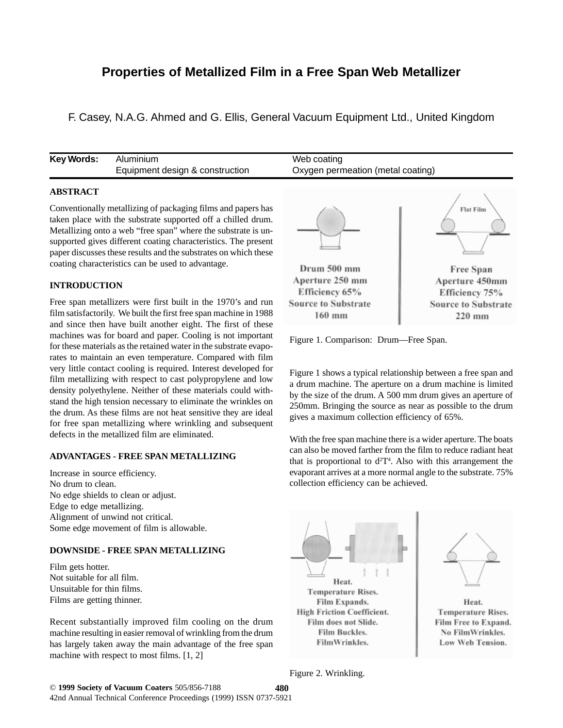# Properties of Metallized Film in a Free Span Web Metallizer

F. Casey, N.A.G. Ahmed and G. Ellis, General Vacuum Equipment Ltd., United Kingdom

**Key Words:** Aluminium; Equipment design & construction; Web coating; Oxygen permeation (metal coating)

## ABSTRACT

Conventionally metallizing of packaging films and papers has taken place with the substrate supported off a chilled drum. Metallizing onto a web "free span" where the substrate is unsupported gives different coating characteristics. The present paper discusses these results and the substrates on which these coating characteristics can be used to advantage.

## INTRODUCTION

Free span metallizers were first built in the 1970's and run film satisfactorily. We built the first free span machine in 1988 and since then have built another eight. The first of these machines was for board and paper. Cooling is not important for these materials as the retained water in the substrate evaporates to maintain an even temperature. Compared with film very little contact cooling is required. Interest developed for film metallizing with respect to cast polypropylene and low density polyethylene. Neither of these materials could withstand the high tension necessary to eliminate the wrinkles on the drum. As these films are not heat sensitive they are ideal for free span metallizing where wrinkling and subsequent defects in the metallized film are eliminated.

## ADVANTAGES - FREE SPAN METALLIZING

Increase in source efficiency.
No drum to clean.
No edge shields to clean or adjust.
Edge to edge metallizing.
Alignment of unwind not critical.
Some edge movement of film is allowable.

## DOWNSIDE - FREE SPAN METALLIZING

Film gets hotter.
Not suitable for all film.
Unsuitable for thin films.
Films are getting thinner.

Recent substantially improved film cooling on the drum machine resulting in easier removal of wrinkling from the drum has largely taken away the main advantage of the free span machine with respect to most films. [1, 2]

Drum 500 mm
Aperture 250 mm
Efficiency 65%
Source to Substrate 160 mm

Flat Film

Free Span
Aperture 450mm
Efficiency 75%
Source to Substrate 220 mm

Figure 1. Comparison: Drum—Free Span.

Figure 1 shows a typical relationship between a free span and a drum machine. The aperture on a drum machine is limited by the size of the drum. A 500 mm drum gives an aperture of 250mm. Bringing the source as near as possible to the drum gives a maximum collection efficiency of 65%.

With the free span machine there is a wider aperture. The boats can also be moved farther from the film to reduce radiant heat that is proportional to $d^2T^4$. Also with this arrangement the evaporant arrives at a more normal angle to the substrate. 75% collection efficiency can be achieved.

Heat.
Temperature Rises.
Film Expands.
High Friction Coefficient.
Film does not Slide.
Film Buckles.
FilmWrinkles.

Heat.
Temperature Rises.
Film Free to Expand.
No FilmWrinkles.
Low Web Tension.

Figure 2. Wrinkling.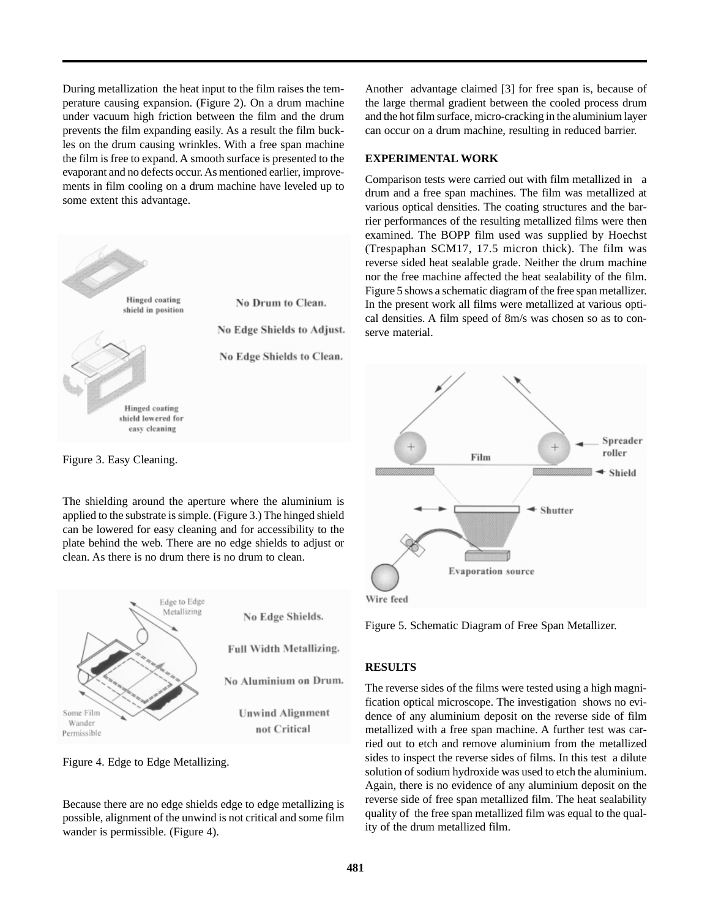During metallization the heat input to the film raises the temperature causing expansion. (Figure 2). On a drum machine under vacuum high friction between the film and the drum prevents the film expanding easily. As a result the film buckles on the drum causing wrinkles. With a free span machine the film is free to expand. A smooth surface is presented to the evaporant and no defects occur. As mentioned earlier, improvements in film cooling on a drum machine have leveled up to some extent this advantage.

Figure 3. Easy Cleaning.

The shielding around the aperture where the aluminium is applied to the substrate is simple. (Figure 3.) The hinged shield can be lowered for easy cleaning and for accessibility to the plate behind the web. There are no edge shields to adjust or clean. As there is no drum there is no drum to clean.

Figure 4. Edge to Edge Metallizing.

Because there are no edge shields edge to edge metallizing is possible, alignment of the unwind is not critical and some film wander is permissible. (Figure 4).

Another advantage claimed [3] for free span is, because of the large thermal gradient between the cooled process drum and the hot film surface, micro-cracking in the aluminium layer can occur on a drum machine, resulting in reduced barrier.

## EXPERIMENTAL WORK

Comparison tests were carried out with film metallized in a drum and a free span machines. The film was metallized at various optical densities. The coating structures and the barrier performances of the resulting metallized films were then examined. The BOPP film used was supplied by Hoechst (Trespaphan SCM17, 17.5 micron thick). The film was reverse sided heat sealable grade. Neither the drum machine nor the free machine affected the heat sealability of the film. Figure 5 shows a schematic diagram of the free span metallizer. In the present work all films were metallized at various optical densities. A film speed of 8m/s was chosen so as to conserve material.

Figure 5. Schematic Diagram of Free Span Metallizer.

## RESULTS

The reverse sides of the films were tested using a high magnification optical microscope. The investigation shows no evidence of any aluminium deposit on the reverse side of film metallized with a free span machine. A further test was carried out to etch and remove aluminium from the metallized sides to inspect the reverse sides of films. In this test a dilute solution of sodium hydroxide was used to etch the aluminium. Again, there is no evidence of any aluminium deposit on the reverse side of free span metallized film. The heat sealability quality of the free span metallized film was equal to the quality of the drum metallized film.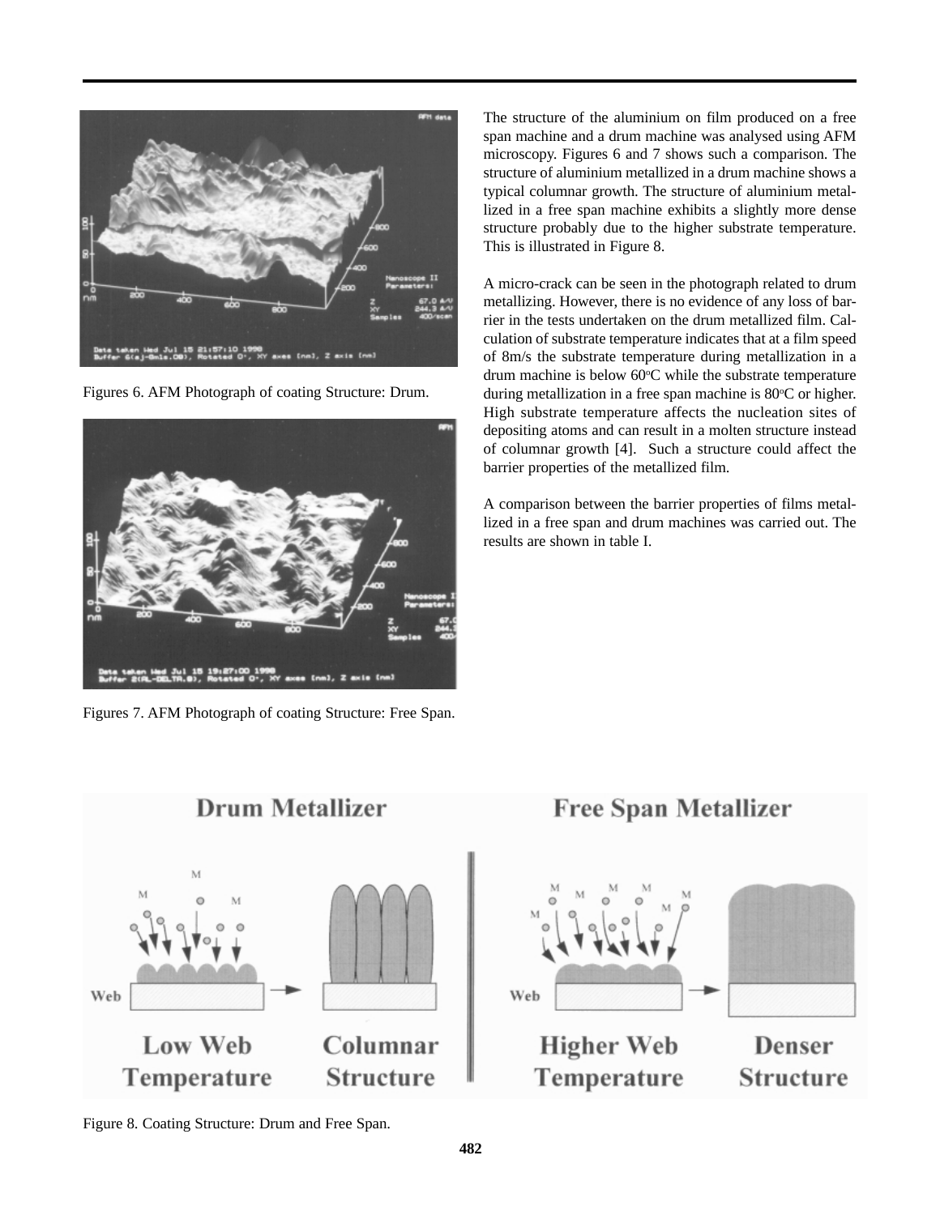Figures 6. AFM Photograph of coating Structure: Drum.

Figures 7. AFM Photograph of coating Structure: Free Span.

The structure of the aluminium on film produced on a free span machine and a drum machine was analysed using AFM microscopy. Figures 6 and 7 shows such a comparison. The structure of aluminium metallized in a drum machine shows a typical columnar growth. The structure of aluminium metallized in a free span machine exhibits a slightly more dense structure probably due to the higher substrate temperature. This is illustrated in Figure 8.

A micro-crack can be seen in the photograph related to drum metallizing. However, there is no evidence of any loss of barrier in the tests undertaken on the drum metallized film. Calculation of substrate temperature indicates that at a film speed of 8m/s the substrate temperature during metallization in a drum machine is below 60°C while the substrate temperature during metallization in a free span machine is 80°C or higher. High substrate temperature affects the nucleation sites of depositing atoms and can result in a molten structure instead of columnar growth [4]. Such a structure could affect the barrier properties of the metallized film.

A comparison between the barrier properties of films metallized in a free span and drum machines was carried out. The results are shown in table I.

Figure 8. Coating Structure: Drum and Free Span.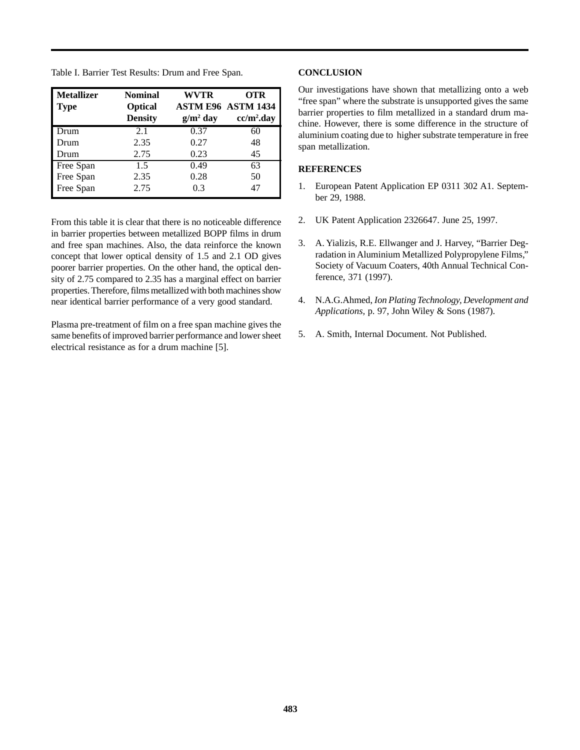Table I. Barrier Test Results: Drum and Free Span.

| Metallizer Type | Nominal Optical Density | WVTR ASTM E96 $g/m^2$ day | OTR ASTM 1434 $cc/m^2$.day |
|---|---|---|---|
| Drum | 2.1 | 0.37 | 60 |
| Drum | 2.35 | 0.27 | 48 |
| Drum | 2.75 | 0.23 | 45 |
| Free Span | 1.5 | 0.49 | 63 |
| Free Span | 2.35 | 0.28 | 50 |
| Free Span | 2.75 | 0.3 | 47 |

From this table it is clear that there is no noticeable difference in barrier properties between metallized BOPP films in drum and free span machines. Also, the data reinforce the known concept that lower optical density of 1.5 and 2.1 OD gives poorer barrier properties. On the other hand, the optical density of 2.75 compared to 2.35 has a marginal effect on barrier properties. Therefore, films metallized with both machines show near identical barrier performance of a very good standard.

Plasma pre-treatment of film on a free span machine gives the same benefits of improved barrier performance and lower sheet electrical resistance as for a drum machine [5].

## CONCLUSION

Our investigations have shown that metallizing onto a web "free span" where the substrate is unsupported gives the same barrier properties to film metallized in a standard drum machine. However, there is some difference in the structure of aluminium coating due to higher substrate temperature in free span metallization.

## REFERENCES

1. European Patent Application EP 0311 302 A1. September 29, 1988.

2. UK Patent Application 2326647. June 25, 1997.

3. A. Yializis, R.E. Ellwanger and J. Harvey, "Barrier Degradation in Aluminium Metallized Polypropylene Films," Society of Vacuum Coaters, 40th Annual Technical Conference, 371 (1997).

4. N.A.G.Ahmed, *Ion Plating Technology, Development and Applications*, p. 97, John Wiley & Sons (1987).

5. A. Smith, Internal Document. Not Published.